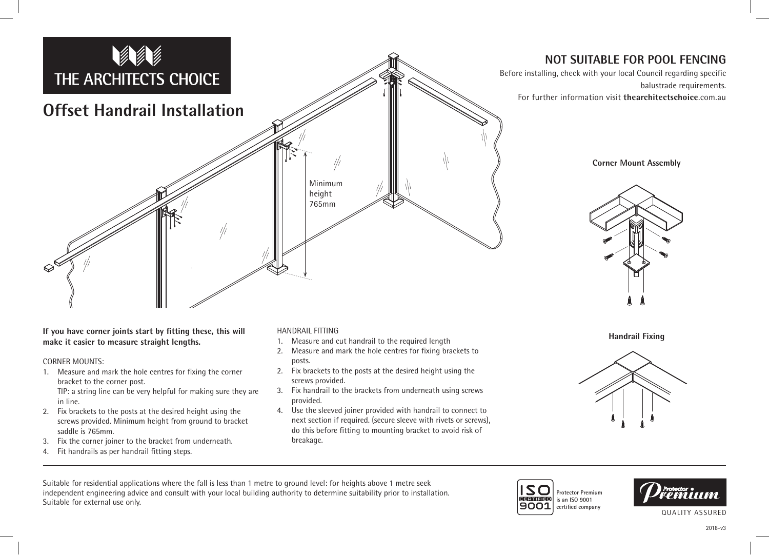THE ARCHITECTS CHOICE

# Offset Handrail Installation

## NOT SUITABLE FOR POOL FENCING

Before installing, check with your local Council regarding specific balustrade requirements.
For further information visit **thearchitectschoice**.com.au

Minimum height 765mm

**Corner Mount Assembly**

**Handrail Fixing**

**If you have corner joints start by fitting these, this will make it easier to measure straight lengths.**

CORNER MOUNTS:

1. Measure and mark the hole centres for fixing the corner bracket to the corner post.
   TIP: a string line can be very helpful for making sure they are in line.
2. Fix brackets to the posts at the desired height using the screws provided. Minimum height from ground to bracket saddle is 765mm.
3. Fix the corner joiner to the bracket from underneath.
4. Fit handrails as per handrail fitting steps.

HANDRAIL FITTING

1. Measure and cut handrail to the required length
2. Measure and mark the hole centres for fixing brackets to posts.
2. Fix brackets to the posts at the desired height using the screws provided.
3. Fix handrail to the brackets from underneath using screws provided.
4. Use the sleeved joiner provided with handrail to connect to next section if required. (secure sleeve with rivets or screws), do this before fitting to mounting bracket to avoid risk of breakage.

Suitable for residential applications where the fall is less than 1 metre to ground level: for heights above 1 metre seek independent engineering advice and consult with your local building authority to determine suitability prior to installation.
Suitable for external use only.

ISO CERTIFIED 9001

Protector Premium is an ISO 9001 certified company

Protector Premium

QUALITY ASSURED

2018-v3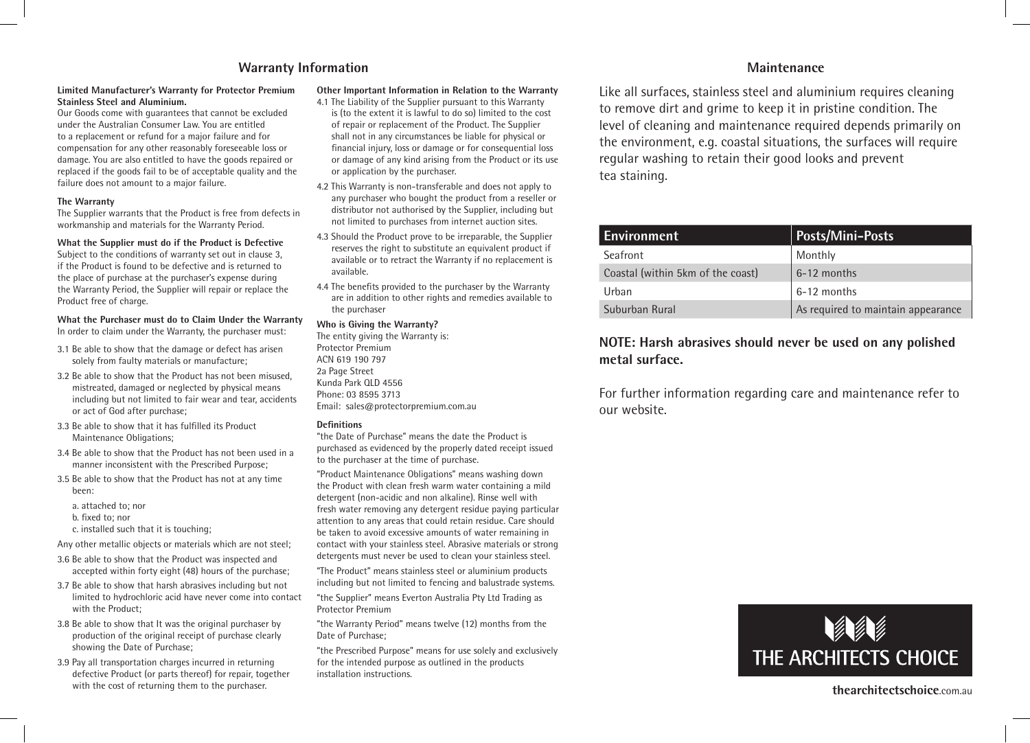## Warranty Information

**Limited Manufacturer's Warranty for Protector Premium Stainless Steel and Aluminium.**

Our Goods come with guarantees that cannot be excluded under the Australian Consumer Law. You are entitled to a replacement or refund for a major failure and for compensation for any other reasonably foreseeable loss or damage. You are also entitled to have the goods repaired or replaced if the goods fail to be of acceptable quality and the failure does not amount to a major failure.

**The Warranty**

The Supplier warrants that the Product is free from defects in workmanship and materials for the Warranty Period.

**What the Supplier must do if the Product is Defective**

Subject to the conditions of warranty set out in clause 3, if the Product is found to be defective and is returned to the place of purchase at the purchaser's expense during the Warranty Period, the Supplier will repair or replace the Product free of charge.

**What the Purchaser must do to Claim Under the Warranty**

In order to claim under the Warranty, the purchaser must:

3.1 Be able to show that the damage or defect has arisen solely from faulty materials or manufacture;

3.2 Be able to show that the Product has not been misused, mistreated, damaged or neglected by physical means including but not limited to fair wear and tear, accidents or act of God after purchase;

3.3 Be able to show that it has fulfilled its Product Maintenance Obligations;

3.4 Be able to show that the Product has not been used in a manner inconsistent with the Prescribed Purpose;

3.5 Be able to show that the Product has not at any time been:

a. attached to; nor
b. fixed to; nor
c. installed such that it is touching;

Any other metallic objects or materials which are not steel;

3.6 Be able to show that the Product was inspected and accepted within forty eight (48) hours of the purchase;

3.7 Be able to show that harsh abrasives including but not limited to hydrochloric acid have never come into contact with the Product;

3.8 Be able to show that It was the original purchaser by production of the original receipt of purchase clearly showing the Date of Purchase;

3.9 Pay all transportation charges incurred in returning defective Product (or parts thereof) for repair, together with the cost of returning them to the purchaser.

**Other Important Information in Relation to the Warranty**

4.1 The Liability of the Supplier pursuant to this Warranty is (to the extent it is lawful to do so) limited to the cost of repair or replacement of the Product. The Supplier shall not in any circumstances be liable for physical or financial injury, loss or damage or for consequential loss or damage of any kind arising from the Product or its use or application by the purchaser.

4.2 This Warranty is non-transferable and does not apply to any purchaser who bought the product from a reseller or distributor not authorised by the Supplier, including but not limited to purchases from internet auction sites.

4.3 Should the Product prove to be irreparable, the Supplier reserves the right to substitute an equivalent product if available or to retract the Warranty if no replacement is available.

4.4 The benefits provided to the purchaser by the Warranty are in addition to other rights and remedies available to the purchaser

**Who is Giving the Warranty?**

The entity giving the Warranty is:
Protector Premium
ACN 619 190 797
2a Page Street
Kunda Park QLD 4556
Phone: 03 8595 3713
Email: sales@protectorpremium.com.au

**Definitions**

"the Date of Purchase" means the date the Product is purchased as evidenced by the properly dated receipt issued to the purchaser at the time of purchase.

"Product Maintenance Obligations" means washing down the Product with clean fresh warm water containing a mild detergent (non-acidic and non alkaline). Rinse well with fresh water removing any detergent residue paying particular attention to any areas that could retain residue. Care should be taken to avoid excessive amounts of water remaining in contact with your stainless steel. Abrasive materials or strong detergents must never be used to clean your stainless steel.

"The Product" means stainless steel or aluminium products including but not limited to fencing and balustrade systems.

"the Supplier" means Everton Australia Pty Ltd Trading as Protector Premium

"the Warranty Period" means twelve (12) months from the Date of Purchase;

"the Prescribed Purpose" means for use solely and exclusively for the intended purpose as outlined in the products installation instructions.

## Maintenance

Like all surfaces, stainless steel and aluminium requires cleaning to remove dirt and grime to keep it in pristine condition. The level of cleaning and maintenance required depends primarily on the environment, e.g. coastal situations, the surfaces will require regular washing to retain their good looks and prevent tea staining.

| Environment | Posts/Mini-Posts |
|---|---|
| Seafront | Monthly |
| Coastal (within 5km of the coast) | 6-12 months |
| Urban | 6-12 months |
| Suburban Rural | As required to maintain appearance |

**NOTE: Harsh abrasives should never be used on any polished metal surface.**

For further information regarding care and maintenance refer to our website.

THE ARCHITECTS CHOICE

**thearchitectschoice**.com.au